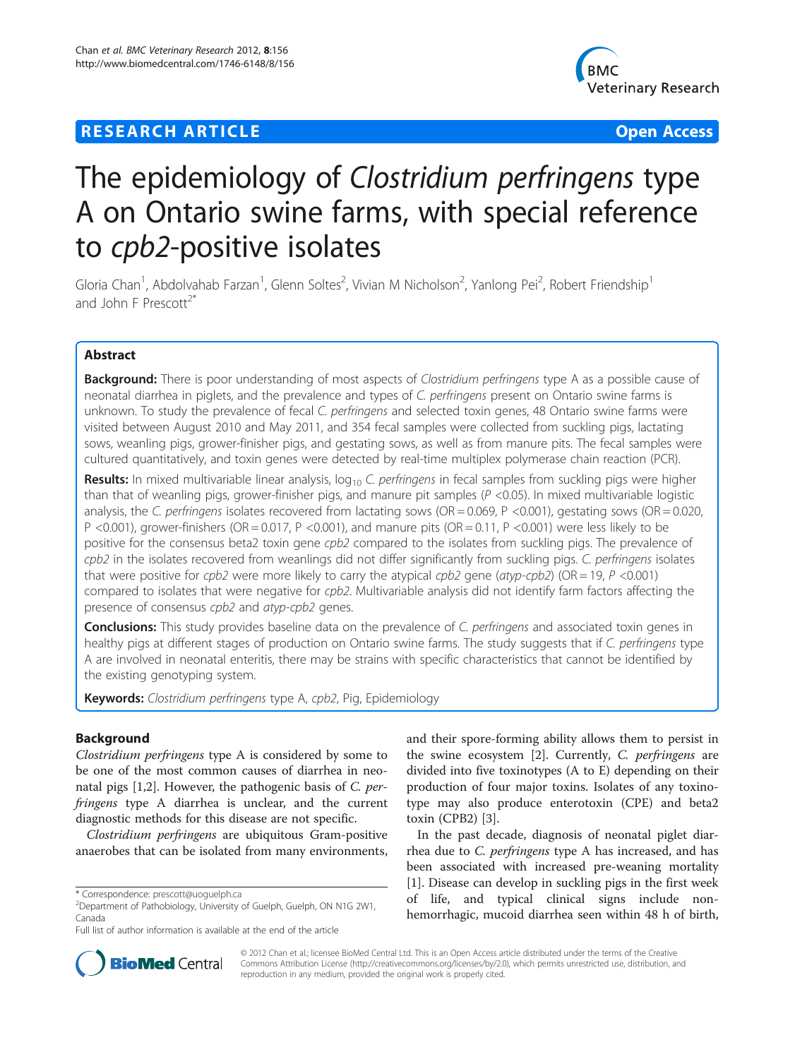# The epidemiology of *Clostridium perfringens* type A on Ontario swine farms, with special reference to *cpb2*-positive isolates

Gloria Chan[1], Abdolvahab Farzan[1], Glenn Soltes[2], Vivian M Nicholson[2], Yanlong Pei[2], Robert Friendship[1] and John F Prescott[2*]

## Abstract

**Background:** There is poor understanding of most aspects of *Clostridium perfringens* type A as a possible cause of neonatal diarrhea in piglets, and the prevalence and types of *C. perfringens* present on Ontario swine farms is unknown. To study the prevalence of fecal *C. perfringens* and selected toxin genes, 48 Ontario swine farms were visited between August 2010 and May 2011, and 354 fecal samples were collected from suckling pigs, lactating sows, weanling pigs, grower-finisher pigs, and gestating sows, as well as from manure pits. The fecal samples were cultured quantitatively, and toxin genes were detected by real-time multiplex polymerase chain reaction (PCR).

**Results:** In mixed multivariable linear analysis, $\log_{10}$ *C. perfringens* in fecal samples from suckling pigs were higher than that of weanling pigs, grower-finisher pigs, and manure pit samples ($P < 0.05$). In mixed multivariable logistic analysis, the *C. perfringens* isolates recovered from lactating sows (OR = 0.069, $P < 0.001$), gestating sows (OR = 0.020, $P < 0.001$), grower-finishers (OR = 0.017, $P < 0.001$), and manure pits (OR = 0.11, $P < 0.001$) were less likely to be positive for the consensus beta2 toxin gene *cpb2* compared to the isolates from suckling pigs. The prevalence of *cpb2* in the isolates recovered from weanlings did not differ significantly from suckling pigs. *C. perfringens* isolates that were positive for *cpb2* were more likely to carry the atypical *cpb2* gene (*atyp-cpb2*) (OR = 19, $P < 0.001$) compared to isolates that were negative for *cpb2*. Multivariable analysis did not identify farm factors affecting the presence of consensus *cpb2* and *atyp-cpb2* genes.

**Conclusions:** This study provides baseline data on the prevalence of *C. perfringens* and associated toxin genes in healthy pigs at different stages of production on Ontario swine farms. The study suggests that if *C. perfringens* type A are involved in neonatal enteritis, there may be strains with specific characteristics that cannot be identified by the existing genotyping system.

**Keywords:** *Clostridium perfringens* type A, *cpb2*, Pig, Epidemiology

## Background

*Clostridium perfringens* type A is considered by some to be one of the most common causes of diarrhea in neonatal pigs [1,2]. However, the pathogenic basis of *C. perfringens* type A diarrhea is unclear, and the current diagnostic methods for this disease are not specific.

*Clostridium perfringens* are ubiquitous Gram-positive anaerobes that can be isolated from many environments, and their spore-forming ability allows them to persist in the swine ecosystem [2]. Currently, *C. perfringens* are divided into five toxinotypes (A to E) depending on their production of four major toxins. Isolates of any toxinotype may also produce enterotoxin (CPE) and beta2 toxin (CPB2) [3].

In the past decade, diagnosis of neonatal piglet diarrhea due to *C. perfringens* type A has increased, and has been associated with increased pre-weaning mortality [1]. Disease can develop in suckling pigs in the first week of life, and typical clinical signs include non-hemorrhagic, mucoid diarrhea seen within 48 h of birth,

\* Correspondence: prescott@uoguelph.ca
[2]Department of Pathobiology, University of Guelph, Guelph, ON N1G 2W1, Canada
Full list of author information is available at the end of the article

© 2012 Chan et al.; licensee BioMed Central Ltd. This is an Open Access article distributed under the terms of the Creative Commons Attribution License (http://creativecommons.org/licenses/by/2.0), which permits unrestricted use, distribution, and reproduction in any medium, provided the original work is properly cited.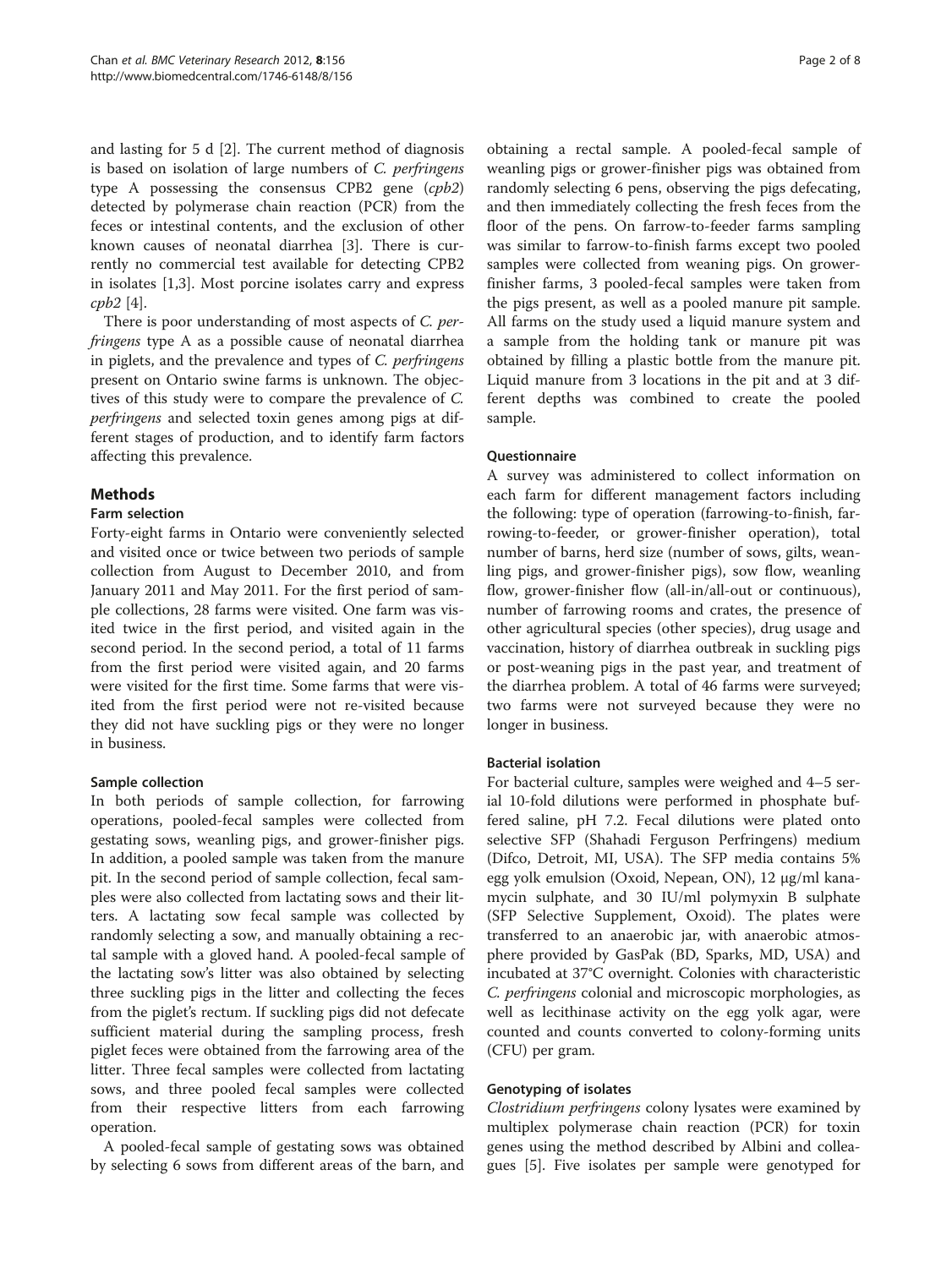and lasting for 5 d [2]. The current method of diagnosis is based on isolation of large numbers of *C. perfringens* type A possessing the consensus CPB2 gene (*cpb2*) detected by polymerase chain reaction (PCR) from the feces or intestinal contents, and the exclusion of other known causes of neonatal diarrhea [3]. There is currently no commercial test available for detecting CPB2 in isolates [1,3]. Most porcine isolates carry and express *cpb2* [4].

There is poor understanding of most aspects of *C. perfringens* type A as a possible cause of neonatal diarrhea in piglets, and the prevalence and types of *C. perfringens* present on Ontario swine farms is unknown. The objectives of this study were to compare the prevalence of *C. perfringens* and selected toxin genes among pigs at different stages of production, and to identify farm factors affecting this prevalence.

## Methods

### Farm selection

Forty-eight farms in Ontario were conveniently selected and visited once or twice between two periods of sample collection from August to December 2010, and from January 2011 and May 2011. For the first period of sample collections, 28 farms were visited. One farm was visited twice in the first period, and visited again in the second period. In the second period, a total of 11 farms from the first period were visited again, and 20 farms were visited for the first time. Some farms that were visited from the first period were not re-visited because they did not have suckling pigs or they were no longer in business.

### Sample collection

In both periods of sample collection, for farrowing operations, pooled-fecal samples were collected from gestating sows, weaning pigs, and grower-finisher pigs. In addition, a pooled sample was taken from the manure pit. In the second period of sample collection, fecal samples were also collected from lactating sows and their litters. A lactating sow fecal sample was collected by randomly selecting a sow, and manually obtaining a rectal sample with a gloved hand. A pooled-fecal sample of the lactating sow's litter was also obtained by selecting three suckling pigs in the litter and collecting the feces from the piglet's rectum. If suckling pigs did not defecate sufficient material during the sampling process, fresh piglet feces were obtained from the farrowing area of the litter. Three fecal samples were collected from lactating sows, and three pooled fecal samples were collected from their respective litters from each farrowing operation.

A pooled-fecal sample of gestating sows was obtained by selecting 6 sows from different areas of the barn, and obtaining a rectal sample. A pooled-fecal sample of weanling pigs or grower-finisher pigs was obtained from randomly selecting 6 pens, observing the pigs defecating, and then immediately collecting the fresh feces from the floor of the pens. On farrow-to-feeder farms sampling was similar to farrow-to-finish farms except two pooled samples were collected from weaning pigs. On grower-finisher farms, 3 pooled-fecal samples were taken from the pigs present, as well as a pooled manure pit sample. All farms on the study used a liquid manure system and a sample from the holding tank or manure pit was obtained by filling a plastic bottle from the manure pit. Liquid manure from 3 locations in the pit and at 3 different depths was combined to create the pooled sample.

### Questionnaire

A survey was administered to collect information on each farm for different management factors including the following: type of operation (farrowing-to-finish, farrowing-to-feeder, or grower-finisher operation), total number of barns, herd size (number of sows, gilts, weanling pigs, and grower-finisher pigs), sow flow, weanling flow, grower-finisher flow (all-in/all-out or continuous), number of farrowing rooms and crates, the presence of other agricultural species (other species), drug usage and vaccination, history of diarrhea outbreak in suckling pigs or post-weaning pigs in the past year, and treatment of the diarrhea problem. A total of 46 farms were surveyed; two farms were not surveyed because they were no longer in business.

### Bacterial isolation

For bacterial culture, samples were weighed and 4–5 serial 10-fold dilutions were performed in phosphate buffered saline, pH 7.2. Fecal dilutions were plated onto selective SFP (Shahadi Ferguson Perfringens) medium (Difco, Detroit, MI, USA). The SFP media contains 5% egg yolk emulsion (Oxoid, Nepean, ON), 12 μg/ml kanamycin sulphate, and 30 IU/ml polymyxin B sulphate (SFP Selective Supplement, Oxoid). The plates were transferred to an anaerobic jar, with anaerobic atmosphere provided by GasPak (BD, Sparks, MD, USA) and incubated at 37°C overnight. Colonies with characteristic *C. perfringens* colonial and microscopic morphologies, as well as lecithinase activity on the egg yolk agar, were counted and counts converted to colony-forming units (CFU) per gram.

### Genotyping of isolates

*Clostridium perfringens* colony lysates were examined by multiplex polymerase chain reaction (PCR) for toxin genes using the method described by Albini and colleagues [5]. Five isolates per sample were genotyped for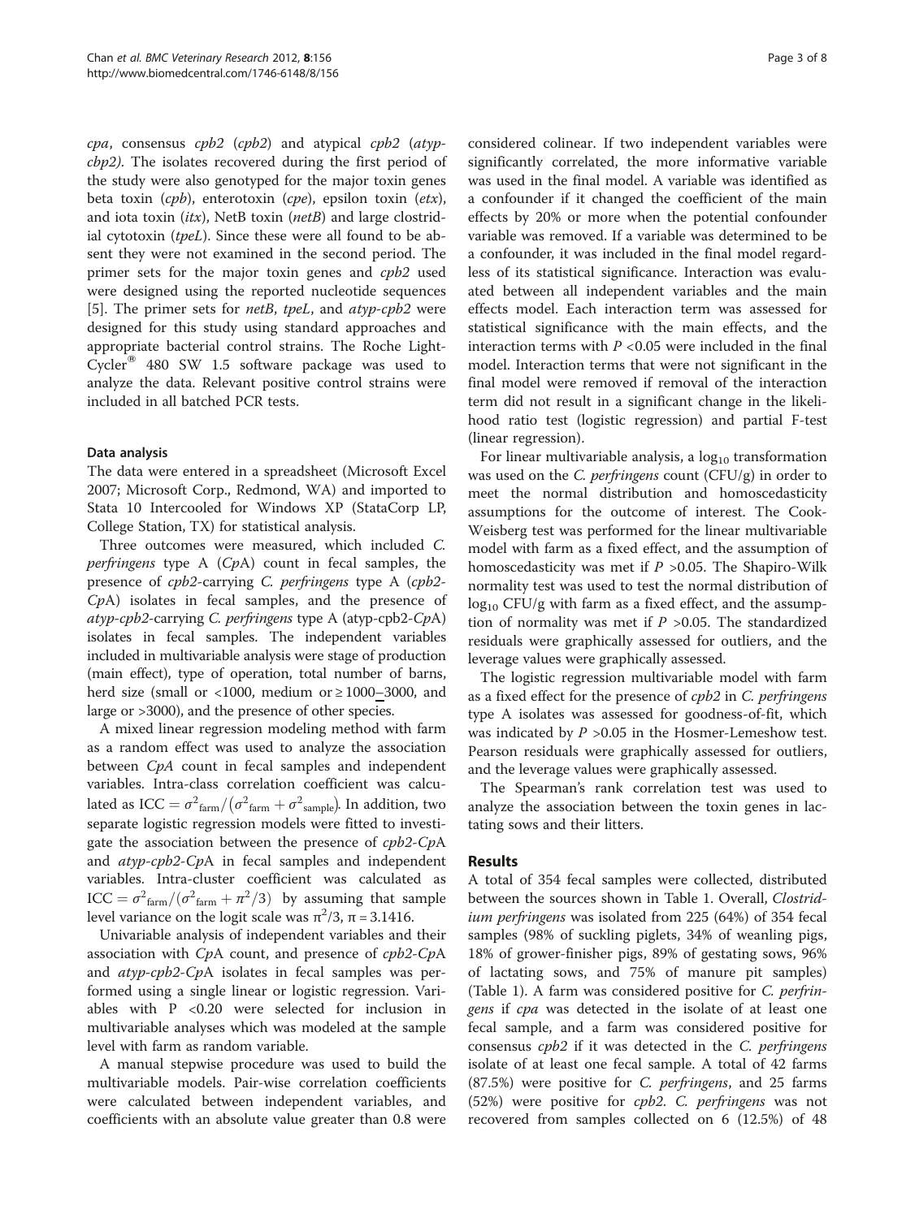*cpa*, consensus *cpb2* (*cpb2*) and atypical *cpb2* (*atyp-cbp2)*. The isolates recovered during the first period of the study were also genotyped for the major toxin genes beta toxin (*cpb*), enterotoxin (*cpe*), epsilon toxin (*etx*), and iota toxin (*itx*), NetB toxin (*netB*) and large clostridial cytotoxin (*tpeL*). Since these were all found to be absent they were not examined in the second period. The primer sets for the major toxin genes and *cpb2* used were designed using the reported nucleotide sequences [5]. The primer sets for *netB*, *tpeL*, and *atyp-cpb2* were designed for this study using standard approaches and appropriate bacterial control strains. The Roche LightCycler® 480 SW 1.5 software package was used to analyze the data. Relevant positive control strains were included in all batched PCR tests.

#### Data analysis

The data were entered in a spreadsheet (Microsoft Excel 2007; Microsoft Corp., Redmond, WA) and imported to Stata 10 Intercooled for Windows XP (StataCorp LP, College Station, TX) for statistical analysis.

Three outcomes were measured, which included *C. perfringens* type A (*Cp*A) count in fecal samples, the presence of *cpb2*-carrying *C. perfringens* type A (*cpb2-Cp*A) isolates in fecal samples, and the presence of *atyp-cpb2*-carrying *C. perfringens* type A (atyp-cpb2-*Cp*A) isolates in fecal samples. The independent variables included in multivariable analysis were stage of production (main effect), type of operation, total number of barns, herd size (small or <1000, medium or ≥ 1000–3000, and large or >3000), and the presence of other species.

A mixed linear regression modeling method with farm as a random effect was used to analyze the association between *CpA* count in fecal samples and independent variables. Intra-class correlation coefficient was calculated as $\text{ICC} = \sigma^2_{\text{farm}}/(\sigma^2_{\text{farm}} + \sigma^2_{\text{sample}})$. In addition, two separate logistic regression models were fitted to investigate the association between the presence of *cpb2-Cp*A and *atyp-cpb2-Cp*A in fecal samples and independent variables. Intra-cluster coefficient was calculated as $\text{ICC} = \sigma^2_{\text{farm}}/(\sigma^2_{\text{farm}} + \pi^2/3)$ by assuming that sample level variance on the logit scale was $\pi^2/3$, $\pi = 3.1416$.

Univariable analysis of independent variables and their association with *Cp*A count, and presence of *cpb2-Cp*A and *atyp-cpb2-Cp*A isolates in fecal samples was performed using a single linear or logistic regression. Variables with P <0.20 were selected for inclusion in multivariable analyses which was modeled at the sample level with farm as random variable.

A manual stepwise procedure was used to build the multivariable models. Pair-wise correlation coefficients were calculated between independent variables, and coefficients with an absolute value greater than 0.8 were considered colinear. If two independent variables were significantly correlated, the more informative variable was used in the final model. A variable was identified as a confounder if it changed the coefficient of the main effects by 20% or more when the potential confounder variable was removed. If a variable was determined to be a confounder, it was included in the final model regardless of its statistical significance. Interaction was evaluated between all independent variables and the main effects model. Each interaction term was assessed for statistical significance with the main effects, and the interaction terms with $P < 0.05$ were included in the final model. Interaction terms that were not significant in the final model were removed if removal of the interaction term did not result in a significant change in the likelihood ratio test (logistic regression) and partial F-test (linear regression).

For linear multivariable analysis, a $\log_{10}$ transformation was used on the *C. perfringens* count (CFU/g) in order to meet the normal distribution and homoscedasticity assumptions for the outcome of interest. The Cook-Weisberg test was performed for the linear multivariable model with farm as a fixed effect, and the assumption of homoscedasticity was met if $P > 0.05$. The Shapiro-Wilk normality test was used to test the normal distribution of $\log_{10}$ CFU/g with farm as a fixed effect, and the assumption of normality was met if $P > 0.05$. The standardized residuals were graphically assessed for outliers, and the leverage values were graphically assessed.

The logistic regression multivariable model with farm as a fixed effect for the presence of *cpb2* in *C. perfringens* type A isolates was assessed for goodness-of-fit, which was indicated by $P > 0.05$ in the Hosmer-Lemeshow test. Pearson residuals were graphically assessed for outliers, and the leverage values were graphically assessed.

The Spearman's rank correlation test was used to analyze the association between the toxin genes in lactating sows and their litters.

## Results

A total of 354 fecal samples were collected, distributed between the sources shown in Table 1. Overall, *Clostridium perfringens* was isolated from 225 (64%) of 354 fecal samples (98% of suckling piglets, 34% of weanling pigs, 18% of grower-finisher pigs, 89% of gestating sows, 96% of lactating sows, and 75% of manure pit samples) (Table 1). A farm was considered positive for *C. perfringens* if *cpa* was detected in the isolate of at least one fecal sample, and a farm was considered positive for consensus *cpb2* if it was detected in the *C. perfringens* isolate of at least one fecal sample. A total of 42 farms (87.5%) were positive for *C. perfringens*, and 25 farms (52%) were positive for *cpb2*. *C. perfringens* was not recovered from samples collected on 6 (12.5%) of 48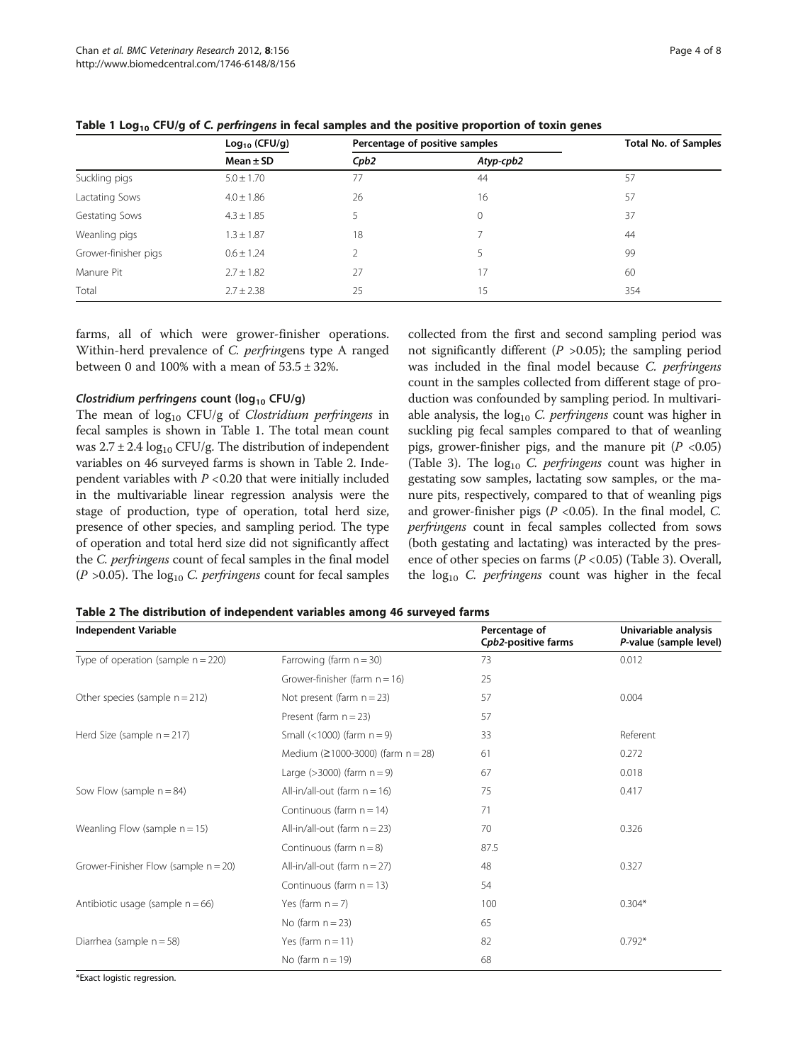**Table 1 $Log_{10}$ CFU/g of *C. perfringens* in fecal samples and the positive proportion of toxin genes**

| | $Log_{10}$ (CFU/g) | Percentage of positive samples | | Total No. of Samples |
|---|---|---|---|---|
| | Mean ± SD | *Cpb2* | *Atyp-cpb2* | |
| Suckling pigs | 5.0 ± 1.70 | 77 | 44 | 57 |
| Lactating Sows | 4.0 ± 1.86 | 26 | 16 | 57 |
| Gestating Sows | 4.3 ± 1.85 | 5 | 0 | 37 |
| Weanling pigs | 1.3 ± 1.87 | 18 | 7 | 44 |
| Grower-finisher pigs | 0.6 ± 1.24 | 2 | 5 | 99 |
| Manure Pit | 2.7 ± 1.82 | 27 | 17 | 60 |
| Total | 2.7 ± 2.38 | 25 | 15 | 354 |

farms, all of which were grower-finisher operations. Within-herd prevalence of *C. perfringens* type A ranged between 0 and 100% with a mean of 53.5 ± 32%.

### *Clostridium perfringens* count ($log_{10}$ CFU/g)

The mean of $log_{10}$ CFU/g of *Clostridium perfringens* in fecal samples is shown in Table 1. The total mean count was 2.7 ± 2.4 $log_{10}$ CFU/g. The distribution of independent variables on 46 surveyed farms is shown in Table 2. Independent variables with $P < 0.20$ that were initially included in the multivariable linear regression analysis were the stage of production, type of operation, total herd size, presence of other species, and sampling period. The type of operation and total herd size did not significantly affect the *C. perfringens* count of fecal samples in the final model ($P > 0.05$). The $log_{10}$ *C. perfringens* count for fecal samples collected from the first and second sampling period was not significantly different ($P > 0.05$); the sampling period was included in the final model because *C. perfringens* count in the samples collected from different stage of production was confounded by sampling period. In multivariable analysis, the $log_{10}$ *C. perfringens* count was higher in suckling pig fecal samples compared to that of weanling pigs, grower-finisher pigs, and the manure pit ($P < 0.05$) (Table 3). The $log_{10}$ *C. perfringens* count was higher in gestating sow samples, lactating sow samples, or the manure pits, respectively, compared to that of weanling pigs and grower-finisher pigs ($P < 0.05$). In the final model, *C. perfringens* count in fecal samples collected from sows (both gestating and lactating) was interacted by the presence of other species on farms ($P < 0.05$) (Table 3). Overall, the $log_{10}$ *C. perfringens* count was higher in the fecal

**Table 2 The distribution of independent variables among 46 surveyed farms**

| Independent Variable | | Percentage of *Cpb2*-positive farms | Univariable analysis *P*-value (sample level) |
|---|---|---|---|
| Type of operation (sample n = 220) | Farrowing (farm n = 30) | 73 | 0.012 |
| | Grower-finisher (farm n = 16) | 25 | |
| Other species (sample n = 212) | Not present (farm n = 23) | 57 | 0.004 |
| | Present (farm n = 23) | 57 | |
| Herd Size (sample n = 217) | Small (<1000) (farm n = 9) | 33 | Referent |
| | Medium (≥1000-3000) (farm n = 28) | 61 | 0.272 |
| | Large (>3000) (farm n = 9) | 67 | 0.018 |
| Sow Flow (sample n = 84) | All-in/all-out (farm n = 16) | 75 | 0.417 |
| | Continuous (farm n = 14) | 71 | |
| Weanling Flow (sample n = 15) | All-in/all-out (farm n = 23) | 70 | 0.326 |
| | Continuous (farm n = 8) | 87.5 | |
| Grower-Finisher Flow (sample n = 20) | All-in/all-out (farm n = 27) | 48 | 0.327 |
| | Continuous (farm n = 13) | 54 | |
| Antibiotic usage (sample n = 66) | Yes (farm n = 7) | 100 | 0.304* |
| | No (farm n = 23) | 65 | |
| Diarrhea (sample n = 58) | Yes (farm n = 11) | 82 | 0.792* |
| | No (farm n = 19) | 68 | |

*Exact logistic regression.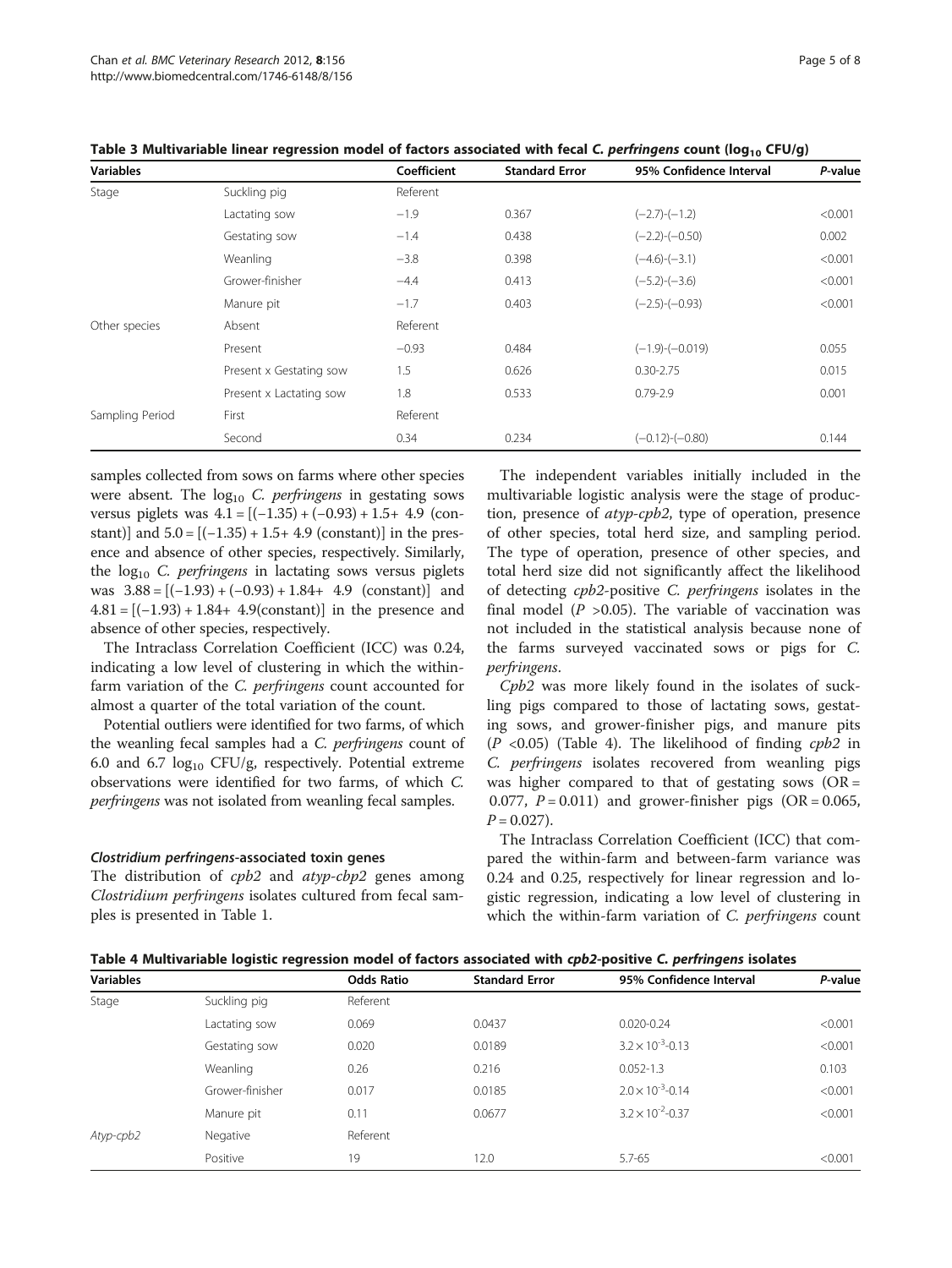**Table 3 Multivariable linear regression model of factors associated with fecal *C. perfringens* count ($log_{10}$ CFU/g)**

| Variables | | Coefficient | Standard Error | 95% Confidence Interval | *P*-value |
|---|---|---|---|---|---|
| Stage | Suckling pig | Referent | | | |
| | Lactating sow | −1.9 | 0.367 | (−2.7)-(−1.2) | <0.001 |
| | Gestating sow | −1.4 | 0.438 | (−2.2)-(−0.50) | 0.002 |
| | Weanling | −3.8 | 0.398 | (−4.6)-(−3.1) | <0.001 |
| | Grower-finisher | −4.4 | 0.413 | (−5.2)-(−3.6) | <0.001 |
| | Manure pit | −1.7 | 0.403 | (−2.5)-(−0.93) | <0.001 |
| Other species | Absent | Referent | | | |
| | Present | −0.93 | 0.484 | (−1.9)-(−0.019) | 0.055 |
| | Present x Gestating sow | 1.5 | 0.626 | 0.30-2.75 | 0.015 |
| | Present x Lactating sow | 1.8 | 0.533 | 0.79-2.9 | 0.001 |
| Sampling Period | First | Referent | | | |
| | Second | 0.34 | 0.234 | (−0.12)-(−0.80) | 0.144 |

samples collected from sows on farms where other species were absent. The $log_{10}$ *C. perfringens* in gestating sows versus piglets was $4.1 = [(-1.35) + (-0.93) + 1.5 + 4.9$ (constant)] and $5.0 = [(-1.35) + 1.5 + 4.9$ (constant)] in the presence and absence of other species, respectively. Similarly, the $log_{10}$ *C. perfringens* in lactating sows versus piglets was $3.88 = [(-1.93) + (-0.93) + 1.84 + 4.9$ (constant)] and $4.81 = [(-1.93) + 1.84 + 4.9$(constant)] in the presence and absence of other species, respectively.

The Intraclass Correlation Coefficient (ICC) was 0.24, indicating a low level of clustering in which the within-farm variation of the *C. perfringens* count accounted for almost a quarter of the total variation of the count.

Potential outliers were identified for two farms, of which the weanling fecal samples had a *C. perfringens* count of 6.0 and 6.7 $log_{10}$ CFU/g, respectively. Potential extreme observations were identified for two farms, of which *C. perfringens* was not isolated from weanling fecal samples.

### *Clostridium perfringens*-associated toxin genes

The distribution of *cpb2* and *atyp-cbp2* genes among *Clostridium perfringens* isolates cultured from fecal samples is presented in Table 1.

The independent variables initially included in the multivariable logistic analysis were the stage of production, presence of *atyp-cpb2*, type of operation, presence of other species, total herd size, and sampling period. The type of operation, presence of other species, and total herd size did not significantly affect the likelihood of detecting *cpb2*-positive *C. perfringens* isolates in the final model ($P > 0.05$). The variable of vaccination was not included in the statistical analysis because none of the farms surveyed vaccinated sows or pigs for *C. perfringens*.

*Cpb2* was more likely found in the isolates of suckling pigs compared to those of lactating sows, gestating sows, and grower-finisher pigs, and manure pits ($P < 0.05$) (Table 4). The likelihood of finding *cpb2* in *C. perfringens* isolates recovered from weaning pigs was higher compared to that of gestating sows (OR = 0.077, $P = 0.011$) and grower-finisher pigs (OR = 0.065, $P = 0.027$).

The Intraclass Correlation Coefficient (ICC) that compared the within-farm and between-farm variance was 0.24 and 0.25, respectively for linear regression and logistic regression, indicating a low level of clustering in which the within-farm variation of *C. perfringens* count

**Table 4 Multivariable logistic regression model of factors associated with *cpb2*-positive *C. perfringens* isolates**

| Variables | | Odds Ratio | Standard Error | 95% Confidence Interval | *P*-value |
|---|---|---|---|---|---|
| Stage | Suckling pig | Referent | | | |
| | Lactating sow | 0.069 | 0.0437 | 0.020-0.24 | <0.001 |
| | Gestating sow | 0.020 | 0.0189 | $3.2 \times 10^{-3}$-0.13 | <0.001 |
| | Weanling | 0.26 | 0.216 | 0.052-1.3 | 0.103 |
| | Grower-finisher | 0.017 | 0.0185 | $2.0 \times 10^{-3}$-0.14 | <0.001 |
| | Manure pit | 0.11 | 0.0677 | $3.2 \times 10^{-2}$-0.37 | <0.001 |
| *Atyp-cpb2* | Negative | Referent | | | |
| | Positive | 19 | 12.0 | 5.7-65 | <0.001 |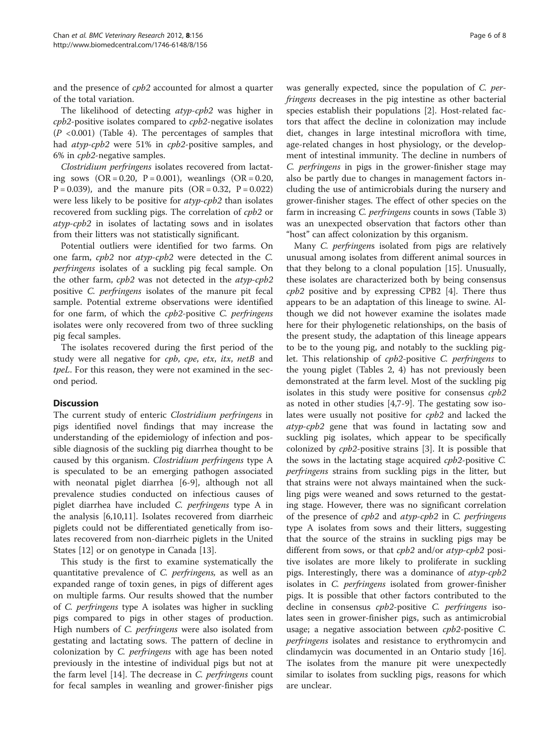and the presence of *cpb2* accounted for almost a quarter of the total variation.

The likelihood of detecting *atyp-cpb2* was higher in *cpb2*-positive isolates compared to *cpb2*-negative isolates ($P < 0.001$) (Table 4). The percentages of samples that had *atyp-cpb2* were 51% in *cpb2*-positive samples, and 6% in *cpb2*-negative samples.

*Clostridium perfringens* isolates recovered from lactating sows (OR = 0.20, P = 0.001), weanlings (OR = 0.20, P = 0.039), and the manure pits (OR = 0.32, P = 0.022) were less likely to be positive for *atyp-cpb2* than isolates recovered from suckling pigs. The correlation of *cpb2* or *atyp-cpb2* in isolates of lactating sows and in isolates from their litters was not statistically significant.

Potential outliers were identified for two farms. On one farm, *cpb2* nor *atyp-cpb2* were detected in the *C. perfringens* isolates of a suckling pig fecal sample. On the other farm, *cpb2* was not detected in the *atyp-cpb2* positive *C. perfringens* isolates of the manure pit fecal sample. Potential extreme observations were identified for one farm, of which the *cpb2*-positive *C. perfringens* isolates were only recovered from two of three suckling pig fecal samples.

The isolates recovered during the first period of the study were all negative for *cpb*, *cpe*, *etx*, *itx*, *netB* and *tpeL*. For this reason, they were not examined in the second period.

## Discussion

The current study of enteric *Clostridium perfringens* in pigs identified novel findings that may increase the understanding of the epidemiology of infection and possible diagnosis of the suckling pig diarrhea thought to be caused by this organism. *Clostridium perfringens* type A is speculated to be an emerging pathogen associated with neonatal piglet diarrhea [6-9], although not all prevalence studies conducted on infectious causes of piglet diarrhea have included *C. perfringens* type A in the analysis [6,10,11]. Isolates recovered from diarrheic piglets could not be differentiated genetically from isolates recovered from non-diarrheic piglets in the United States [12] or on genotype in Canada [13].

This study is the first to examine systematically the quantitative prevalence of *C. perfringens,* as well as an expanded range of toxin genes, in pigs of different ages on multiple farms. Our results showed that the number of *C. perfringens* type A isolates was higher in suckling pigs compared to pigs in other stages of production. High numbers of *C. perfringens* were also isolated from gestating and lactating sows. The pattern of decline in colonization by *C. perfringens* with age has been noted previously in the intestine of individual pigs but not at the farm level [14]. The decrease in *C. perfringens* count for fecal samples in weanling and grower-finisher pigs was generally expected, since the population of *C. perfringens* decreases in the pig intestine as other bacterial species establish their populations [2]. Host-related factors that affect the decline in colonization may include diet, changes in large intestinal microflora with time, age-related changes in host physiology, or the development of intestinal immunity. The decline in numbers of *C. perfringens* in pigs in the grower-finisher stage may also be partly due to changes in management factors including the use of antimicrobials during the nursery and grower-finisher stages. The effect of other species on the farm in increasing *C. perfringens* counts in sows (Table 3) was an unexpected observation that factors other than "host" can affect colonization by this organism.

Many *C. perfringens* isolated from pigs are relatively unusual among isolates from different animal sources in that they belong to a clonal population [15]. Unusually, these isolates are characterized both by being consensus *cpb2* positive and by expressing CPB2 [4]. There thus appears to be an adaptation of this lineage to swine. Although we did not however examine the isolates made here for their phylogenetic relationships, on the basis of the present study, the adaptation of this lineage appears to be to the young pig, and notably to the suckling piglet. This relationship of *cpb2*-positive *C. perfringens* to the young piglet (Tables 2, 4) has not previously been demonstrated at the farm level. Most of the suckling pig isolates in this study were positive for consensus *cpb2* as noted in other studies [4,7-9]. The gestating sow isolates were usually not positive for *cpb2* and lacked the *atyp-cpb2* gene that was found in lactating sow and suckling pig isolates, which appear to be specifically colonized by *cpb2*-positive strains [3]. It is possible that the sows in the lactating stage acquired *cpb2*-positive *C. perfringens* strains from suckling pigs in the litter, but that strains were not always maintained when the suckling pigs were weaned and sows returned to the gestating stage. However, there was no significant correlation of the presence of *cpb2* and *atyp-cpb2* in *C. perfringens* type A isolates from sows and their litters, suggesting that the source of the strains in suckling pigs may be different from sows, or that *cpb2* and/or *atyp-cpb2* positive isolates are more likely to proliferate in suckling pigs. Interestingly, there was a dominance of *atyp-cpb2* isolates in *C. perfringens* isolated from grower-finisher pigs. It is possible that other factors contributed to the decline in consensus *cpb2*-positive *C. perfringens* isolates seen in grower-finisher pigs, such as antimicrobial usage; a negative association between *cpb2*-positive *C. perfringens* isolates and resistance to erythromycin and clindamycin was documented in an Ontario study [16]. The isolates from the manure pit were unexpectedly similar to isolates from suckling pigs, reasons for which are unclear.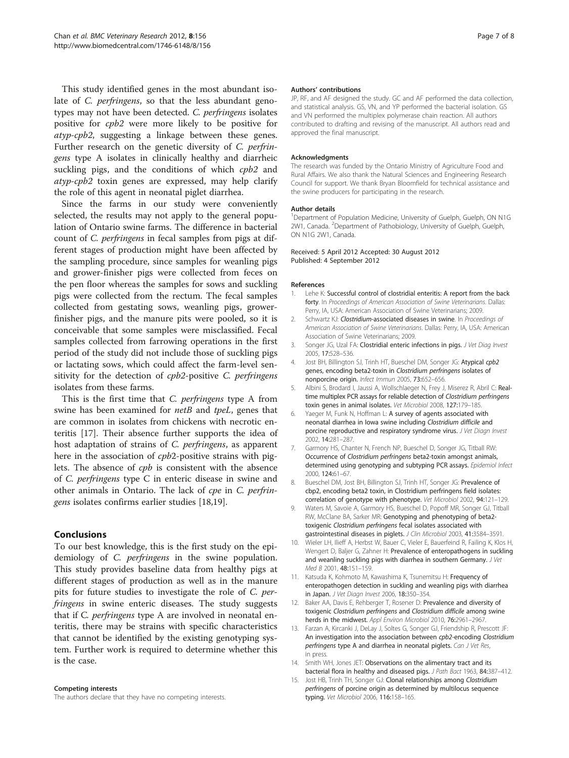This study identified genes in the most abundant isolate of *C. perfringens*, so that the less abundant genotypes may not have been detected. *C. perfringens* isolates positive for *cpb2* were more likely to be positive for *atyp-cpb2*, suggesting a linkage between these genes. Further research on the genetic diversity of *C. perfringens* type A isolates in clinically healthy and diarrheic suckling pigs, and the conditions of which *cpb2* and *atyp-cpb2* toxin genes are expressed, may help clarify the role of this agent in neonatal piglet diarrhea.

Since the farms in our study were conveniently selected, the results may not apply to the general population of Ontario swine farms. The difference in bacterial count of *C. perfringens* in fecal samples from pigs at different stages of production might have been affected by the sampling procedure, since samples for weanling pigs and grower-finisher pigs were collected from feces on the pen floor whereas the samples for sows and suckling pigs were collected from the rectum. The fecal samples collected from gestating sows, weanling pigs, grower-finisher pigs, and the manure pits were pooled, so it is conceivable that some samples were misclassified. Fecal samples collected from farrowing operations in the first period of the study did not include those of suckling pigs or lactating sows, which could affect the farm-level sensitivity for the detection of *cpb2*-positive *C. perfringens* isolates from these farms.

This is the first time that *C. perfringens* type A from swine has been examined for *netB* and *tpeL*, genes that are common in isolates from chickens with necrotic enteritis [17]. Their absence further supports the idea of host adaptation of strains of *C. perfringens*, as apparent here in the association of *cpb*2-positive strains with piglets. The absence of *cpb* is consistent with the absence of *C. perfringens* type C in enteric disease in swine and other animals in Ontario. The lack of *cpe* in *C. perfringens* isolates confirms earlier studies [18,19].

## Conclusions

To our best knowledge, this is the first study on the epidemiology of *C. perfringens* in the swine population. This study provides baseline data from healthy pigs at different stages of production as well as in the manure pits for future studies to investigate the role of *C. perfringens* in swine enteric diseases. The study suggests that if C. *perfringens* type A are involved in neonatal enteritis, there may be strains with specific characteristics that cannot be identified by the existing genotyping system. Further work is required to determine whether this is the case.

#### Competing interests
The authors declare that they have no competing interests.

#### Authors' contributions
JP, RF, and AF designed the study. GC and AF performed the data collection, and statistical analysis. GS, VN, and YP performed the bacterial isolation. GS and VN performed the multiplex polymerase chain reaction. All authors contributed to drafting and revising of the manuscript. All authors read and approved the final manuscript.

#### Acknowledgments
The research was funded by the Ontario Ministry of Agriculture Food and Rural Affairs. We also thank the Natural Sciences and Engineering Research Council for support. We thank Bryan Bloomfield for technical assistance and the swine producers for participating in the research.

#### Author details
[1]Department of Population Medicine, University of Guelph, Guelph, ON N1G 2W1, Canada. [2]Department of Pathobiology, University of Guelph, Guelph, ON N1G 2W1, Canada.

Received: 5 April 2012 Accepted: 30 August 2012
Published: 4 September 2012

#### References
1. Lehe K: **Successful control of clostridial enteritis: A report from the back forty**. In *Proceedings of American Association of Swine Veterinarians*. Dallas: Perry, IA, USA: American Association of Swine Veterinarians; 2009.
2. Schwartz KJ: ***Clostridium*-associated diseases in swine**. In *Proceedings of American Association of Swine Veterinarians*. Dallas: Perry, IA, USA: American Association of Swine Veterinarians; 2009.
3. Songer JG, Uzal FA: **Clostridial enteric infections in pigs.** *J Vet Diag Invest* 2005, **17:**528–536.
4. Jost BH, Billington SJ, Trinh HT, Bueschel DM, Songer JG: **Atypical *cpb2* genes, encoding beta2-toxin in *Clostridium perfringens* isolates of nonporcine origin.** *Infect Immun* 2005, **73:**652–656.
5. Albini S, Brodard I, Jaussi A, Wollschlaeger N, Frey J, Miserez R, Abril C: **Real-time multiplex PCR assays for reliable detection of *Clostridium perfringens* toxin genes in animal isolates.** *Vet Microbiol* 2008, **127:**179–185.
6. Yaeger M, Funk N, Hoffman L: **A survey of agents associated with neonatal diarrhea in Iowa swine including *Clostridium difficile* and porcine reproductive and respiratory syndrome virus.** *J Vet Diagn Invest* 2002, **14:**281–287.
7. Garmory HS, Chanter N, French NP, Bueschel D, Songer JG, Titball RW: **Occurrence of *Clostridium perfringens* beta2-toxin amongst animals, determined using genotyping and subtyping PCR assays.** *Epidemiol Infect* 2000, **124:**61–67.
8. Bueschel DM, Jost BH, Billington SJ, Trinh HT, Songer JG: **Prevalence of cbp2, encoding beta2 toxin, in Clostridium perfringens field isolates: correlation of genotype with phenotype.** *Vet Microbiol* 2002, **94:**121–129.
9. Waters M, Savoie A, Garmory HS, Bueschel D, Popoff MR, Songer GJ, Titball RW, McClane BA, Sarker MR: **Genotyping and phenotyping of beta2-toxigenic *Clostridium perfringens* fecal isolates associated with gastrointestinal diseases in piglets.** *J Clin Microbiol* 2003, **41:**3584–3591.
10. Wieler LH, Ilieff A, Herbst W, Bauer C, Vieler E, Bauerfeind R, Failing K, Klos H, Wengert D, Baljer G, Zahner H: **Prevalence of enteropathogens in suckling and weanling suckling pigs with diarrhea in southern Germany.** *J Vet Med B* 2001, **48:**151–159.
11. Katsuda K, Kohmoto M, Kawashima K, Tsunemitsu H: **Frequency of enteropathogen detection in suckling and weanling pigs with diarrhea in Japan.** *J Vet Diagn Invest* 2006, **18:**350–354.
12. Baker AA, Davis E, Rehberger T, Rosener D: **Prevalence and diversity of toxigenic *Clostridium perfringens* and *Clostridium difficile* among swine herds in the midwest.** *Appl Environ Microbiol* 2010, **76:**2961–2967.
13. Farzan A, Kircanki J, DeLay J, Soltes G, Songer GJ, Friendship R, Prescott JF: **An investigation into the association between *cpb2*-encoding *Clostridium perfringens* type A and diarrhea in neonatal piglets.** *Can J Vet Res*, in press.
14. Smith WH, Jones JET: **Observations on the alimentary tract and its bacterial flora in healthy and diseased pigs.** *J Path Bact* 1963, **84:**387–412.
15. Jost HB, Trinh TH, Songer GJ: **Clonal relationships among *Clostridium perfringens* of porcine origin as determined by multilocus sequence typing.** *Vet Microbiol* 2006, **116:**158–165.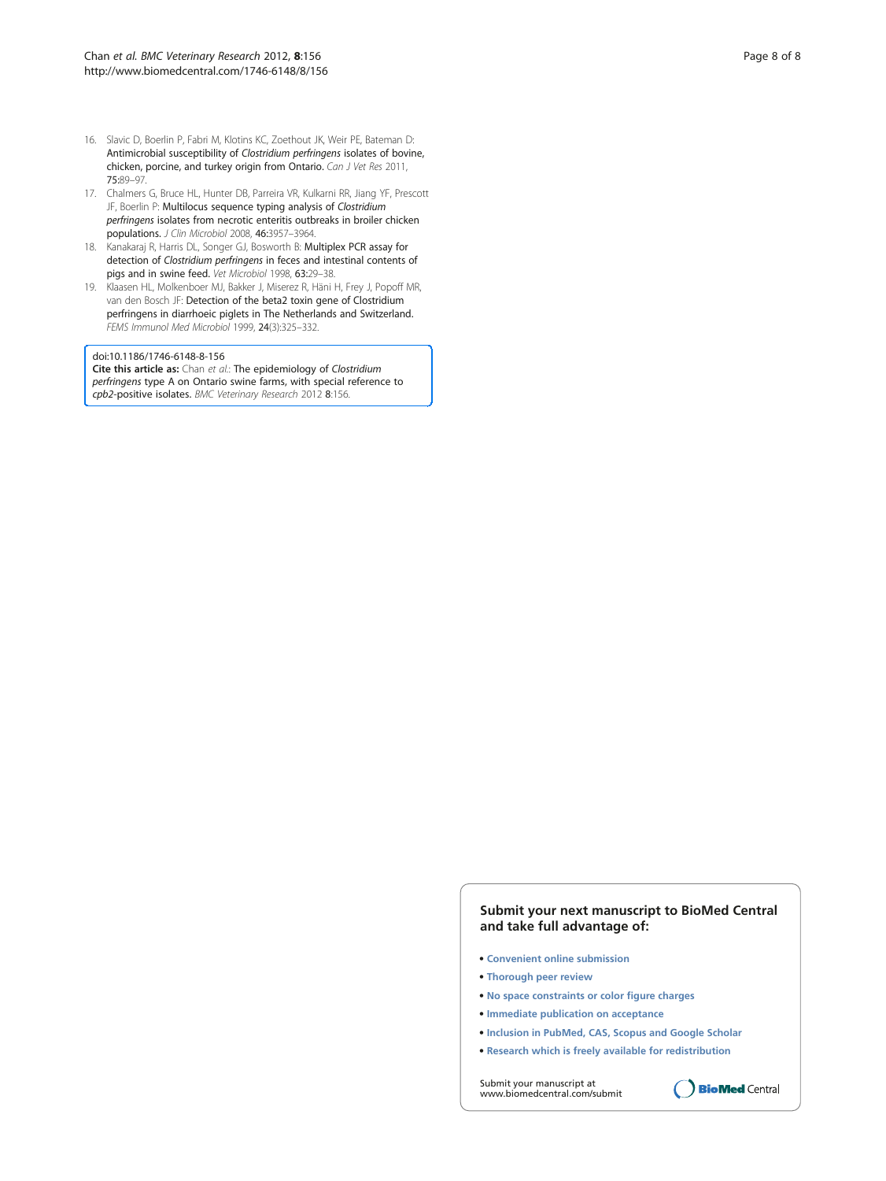16. Slavic D, Boerlin P, Fabri M, Klotins KC, Zoethout JK, Weir PE, Bateman D: **Antimicrobial susceptibility of *Clostridium perfringens* isolates of bovine, chicken, porcine, and turkey origin from Ontario.** *Can J Vet Res* 2011, **75**:89–97.
17. Chalmers G, Bruce HL, Hunter DB, Parreira VR, Kulkarni RR, Jiang YF, Prescott JF, Boerlin P: **Multilocus sequence typing analysis of *Clostridium perfringens* isolates from necrotic enteritis outbreaks in broiler chicken populations.** *J Clin Microbiol* 2008, **46**:3957–3964.
18. Kanakaraj R, Harris DL, Songer GJ, Bosworth B: **Multiplex PCR assay for detection of *Clostridium perfringens* in feces and intestinal contents of pigs and in swine feed.** *Vet Microbiol* 1998, **63**:29–38.
19. Klaasen HL, Molkenboer MJ, Bakker J, Miserez R, Häni H, Frey J, Popoff MR, van den Bosch JF: **Detection of the beta2 toxin gene of Clostridium perfringens in diarrhoeic piglets in The Netherlands and Switzerland.** *FEMS Immunol Med Microbiol* 1999, **24**(3):325–332.

doi:10.1186/1746-6148-8-156

**Cite this article as:** Chan *et al.*: The epidemiology of *Clostridium perfringens* type A on Ontario swine farms, with special reference to *cpb2*-positive isolates. *BMC Veterinary Research* 2012 **8**:156.

**Submit your next manuscript to BioMed Central and take full advantage of:**

- **Convenient online submission**
- **Thorough peer review**
- **No space constraints or color figure charges**
- **Immediate publication on acceptance**
- **Inclusion in PubMed, CAS, Scopus and Google Scholar**
- **Research which is freely available for redistribution**

Submit your manuscript at www.biomedcentral.com/submit

BioMed Central